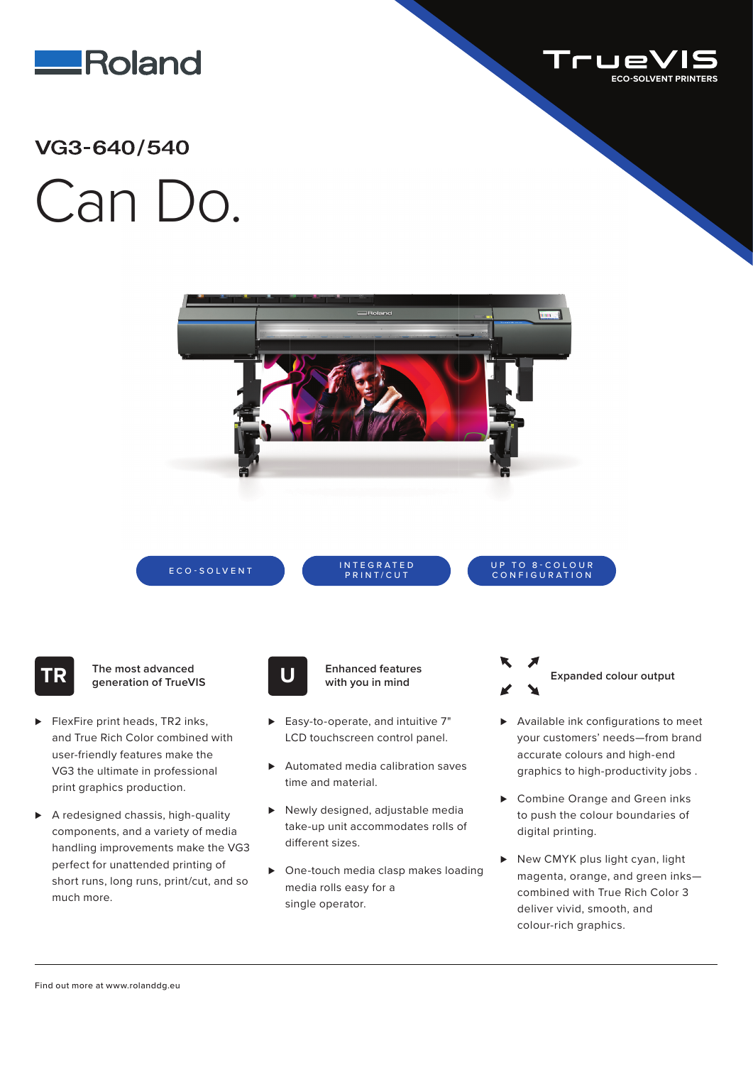Roland

TrueVIS
ECO-SOLVENT PRINTERS

## VG3-640/540

# Can Do.

ECO-SOLVENT | INTEGRATED PRINT/CUT | UP TO 8-COLOUR CONFIGURATION

### The most advanced generation of TrueVIS

- FlexFire print heads, TR2 inks, and True Rich Color combined with user-friendly features make the VG3 the ultimate in professional print graphics production.
- A redesigned chassis, high-quality components, and a variety of media handling improvements make the VG3 perfect for unattended printing of short runs, long runs, print/cut, and so much more.

### Enhanced features with you in mind

- Easy-to-operate, and intuitive 7" LCD touchscreen control panel.
- Automated media calibration saves time and material.
- Newly designed, adjustable media take-up unit accommodates rolls of different sizes.
- One-touch media clasp makes loading media rolls easy for a single operator.

### Expanded colour output

- Available ink configurations to meet your customers' needs—from brand accurate colours and high-end graphics to high-productivity jobs .
- Combine Orange and Green inks to push the colour boundaries of digital printing.
- New CMYK plus light cyan, light magenta, orange, and green inks—combined with True Rich Color 3 deliver vivid, smooth, and colour-rich graphics.

Find out more at www.rolanddg.eu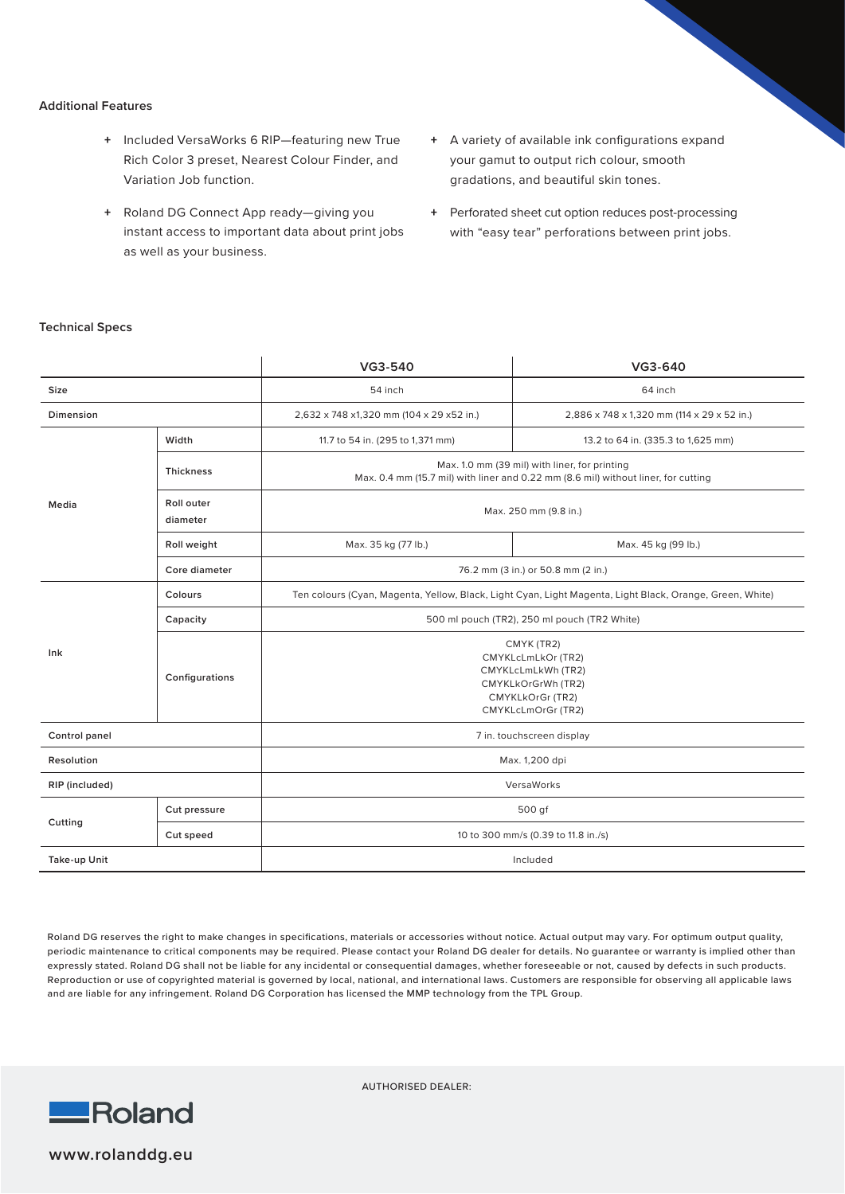### Additional Features

- Included VersaWorks 6 RIP—featuring new True Rich Color 3 preset, Nearest Colour Finder, and Variation Job function.
- Roland DG Connect App ready—giving you instant access to important data about print jobs as well as your business.
- A variety of available ink configurations expand your gamut to output rich colour, smooth gradations, and beautiful skin tones.
- Perforated sheet cut option reduces post-processing with "easy tear" perforations between print jobs.

### Technical Specs

| | | VG3-540 | VG3-640 |
|---|---|---|---|
| Size | | 54 inch | 64 inch |
| Dimension | | 2,632 x 748 x1,320 mm (104 x 29 x52 in.) | 2,886 x 748 x 1,320 mm (114 x 29 x 52 in.) |
| Media | Width | 11.7 to 54 in. (295 to 1,371 mm) | 13.2 to 64 in. (335.3 to 1,625 mm) |
| | Thickness | Max. 1.0 mm (39 mil) with liner, for printing<br>Max. 0.4 mm (15.7 mil) with liner and 0.22 mm (8.6 mil) without liner, for cutting | |
| | Roll outer diameter | Max. 250 mm (9.8 in.) | |
| | Roll weight | Max. 35 kg (77 lb.) | Max. 45 kg (99 lb.) |
| | Core diameter | 76.2 mm (3 in.) or 50.8 mm (2 in.) | |
| Ink | Colours | Ten colours (Cyan, Magenta, Yellow, Black, Light Cyan, Light Magenta, Light Black, Orange, Green, White) | |
| | Capacity | 500 ml pouch (TR2), 250 ml pouch (TR2 White) | |
| | Configurations | CMYK (TR2)<br>CMYKLcLmLkOr (TR2)<br>CMYKLcLmLkWh (TR2)<br>CMYKLkOrGrWh (TR2)<br>CMYKLkOrGr (TR2)<br>CMYKLcLmOrGr (TR2) | |
| Control panel | | 7 in. touchscreen display | |
| Resolution | | Max. 1,200 dpi | |
| RIP (included) | | VersaWorks | |
| Cutting | Cut pressure | 500 gf | |
| | Cut speed | 10 to 300 mm/s (0.39 to 11.8 in./s) | |
| Take-up Unit | | Included | |

Roland DG reserves the right to make changes in specifications, materials or accessories without notice. Actual output may vary. For optimum output quality, periodic maintenance to critical components may be required. Please contact your Roland DG dealer for details. No guarantee or warranty is implied other than expressly stated. Roland DG shall not be liable for any incidental or consequential damages, whether foreseeable or not, caused by defects in such products. Reproduction or use of copyrighted material is governed by local, national, and international laws. Customers are responsible for observing all applicable laws and are liable for any infringement. Roland DG Corporation has licensed the MMP technology from the TPL Group.

AUTHORISED DEALER:

Roland

www.rolanddg.eu